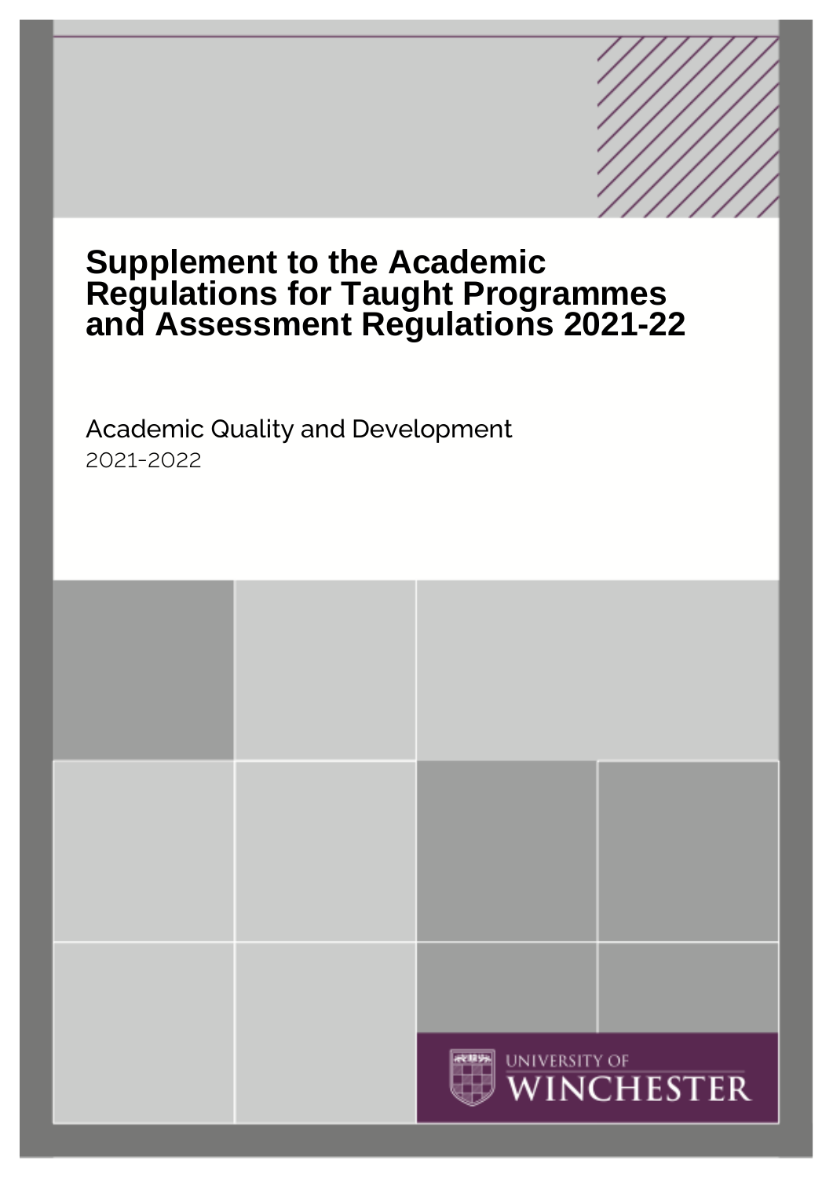# Supplement to the Academic Regulations for Taught Programmes and Assessment Regulations 2021-22

Academic Quality and Development

2021-2022

UNIVERSITY OF WINCHESTER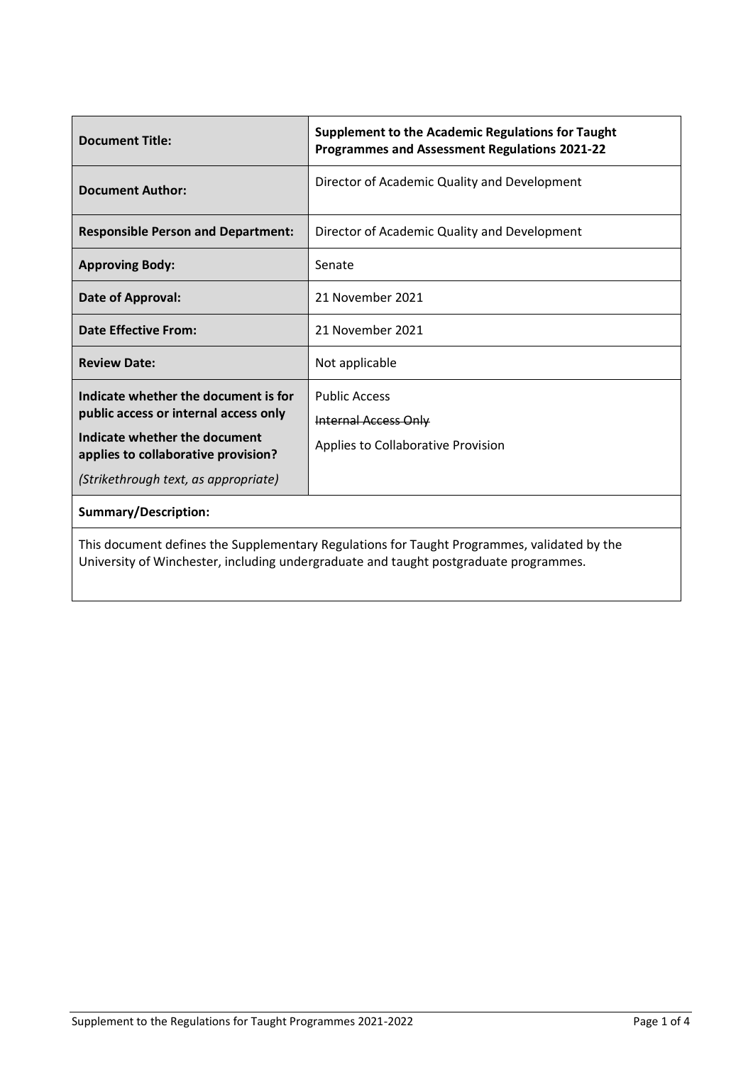| Document Title: | Supplement to the Academic Regulations for Taught Programmes and Assessment Regulations 2021-22 |
|---|---|
| Document Author: | Director of Academic Quality and Development |
| Responsible Person and Department: | Director of Academic Quality and Development |
| Approving Body: | Senate |
| Date of Approval: | 21 November 2021 |
| Date Effective From: | 21 November 2021 |
| Review Date: | Not applicable |
| Indicate whether the document is for public access or internal access only<br>Indicate whether the document applies to collaborative provision?<br>*(Strikethrough text, as appropriate)* | Public Access<br>~~Internal Access Only~~<br>Applies to Collaborative Provision |
| **Summary/Description:** | |
| This document defines the Supplementary Regulations for Taught Programmes, validated by the University of Winchester, including undergraduate and taught postgraduate programmes. | |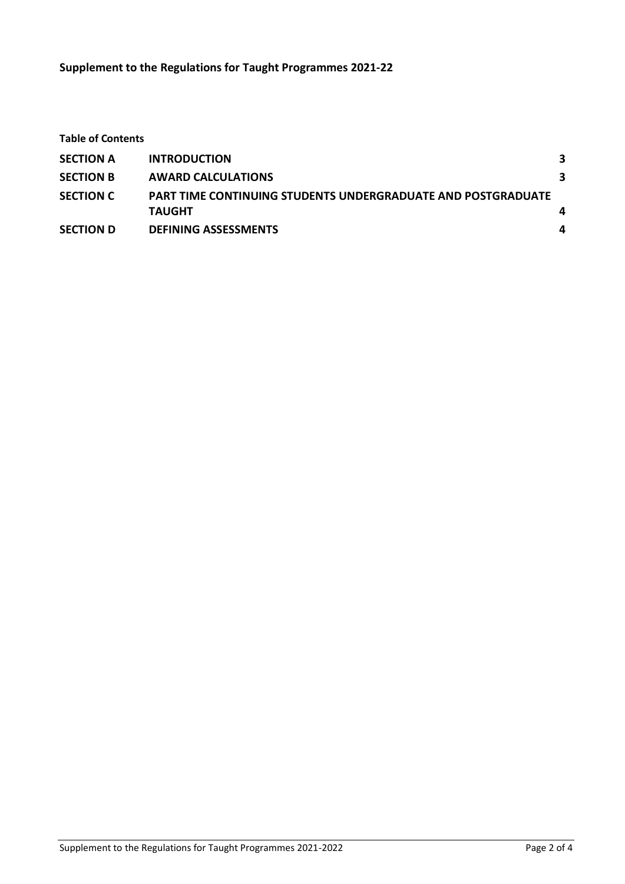**Supplement to the Regulations for Taught Programmes 2021-22**

**Table of Contents**

| | | |
|---|---|---|
| **SECTION A** | **INTRODUCTION** | **3** |
| **SECTION B** | **AWARD CALCULATIONS** | **3** |
| **SECTION C** | **PART TIME CONTINUING STUDENTS UNDERGRADUATE AND POSTGRADUATE TAUGHT** | **4** |
| **SECTION D** | **DEFINING ASSESSMENTS** | **4** |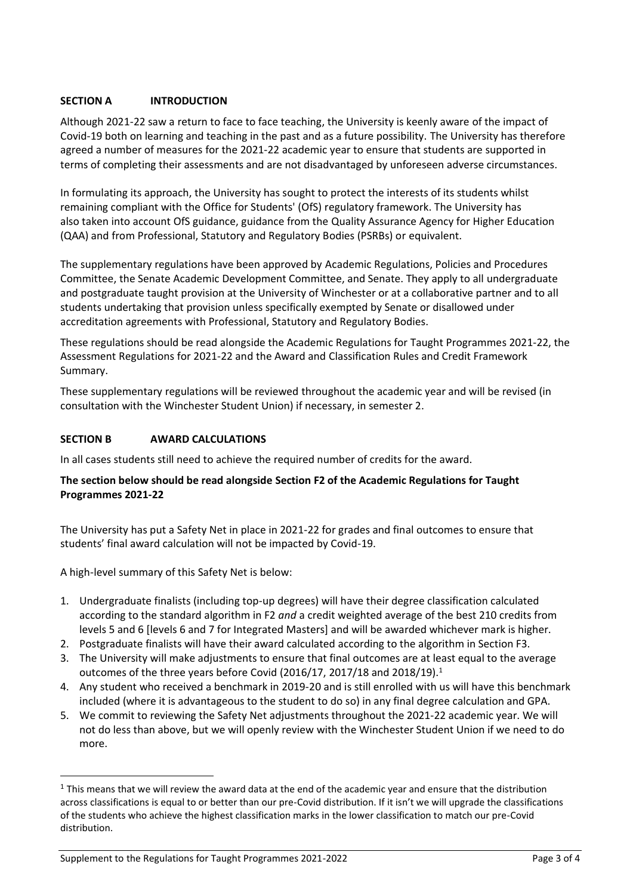## SECTION A INTRODUCTION

Although 2021-22 saw a return to face to face teaching, the University is keenly aware of the impact of Covid-19 both on learning and teaching in the past and as a future possibility. The University has therefore agreed a number of measures for the 2021-22 academic year to ensure that students are supported in terms of completing their assessments and are not disadvantaged by unforeseen adverse circumstances.

In formulating its approach, the University has sought to protect the interests of its students whilst remaining compliant with the Office for Students' (OfS) regulatory framework. The University has also taken into account OfS guidance, guidance from the Quality Assurance Agency for Higher Education (QAA) and from Professional, Statutory and Regulatory Bodies (PSRBs) or equivalent.

The supplementary regulations have been approved by Academic Regulations, Policies and Procedures Committee, the Senate Academic Development Committee, and Senate. They apply to all undergraduate and postgraduate taught provision at the University of Winchester or at a collaborative partner and to all students undertaking that provision unless specifically exempted by Senate or disallowed under accreditation agreements with Professional, Statutory and Regulatory Bodies.

These regulations should be read alongside the Academic Regulations for Taught Programmes 2021-22, the Assessment Regulations for 2021-22 and the Award and Classification Rules and Credit Framework Summary.

These supplementary regulations will be reviewed throughout the academic year and will be revised (in consultation with the Winchester Student Union) if necessary, in semester 2.

## SECTION B AWARD CALCULATIONS

In all cases students still need to achieve the required number of credits for the award.

**The section below should be read alongside Section F2 of the Academic Regulations for Taught Programmes 2021-22**

The University has put a Safety Net in place in 2021-22 for grades and final outcomes to ensure that students' final award calculation will not be impacted by Covid-19.

A high-level summary of this Safety Net is below:

1. Undergraduate finalists (including top-up degrees) will have their degree classification calculated according to the standard algorithm in F2 *and* a credit weighted average of the best 210 credits from levels 5 and 6 [levels 6 and 7 for Integrated Masters] and will be awarded whichever mark is higher.
2. Postgraduate finalists will have their award calculated according to the algorithm in Section F3.
3. The University will make adjustments to ensure that final outcomes are at least equal to the average outcomes of the three years before Covid (2016/17, 2017/18 and 2018/19).[1]
4. Any student who received a benchmark in 2019-20 and is still enrolled with us will have this benchmark included (where it is advantageous to the student to do so) in any final degree calculation and GPA.
5. We commit to reviewing the Safety Net adjustments throughout the 2021-22 academic year. We will not do less than above, but we will openly review with the Winchester Student Union if we need to do more.

[1] This means that we will review the award data at the end of the academic year and ensure that the distribution across classifications is equal to or better than our pre-Covid distribution. If it isn't we will upgrade the classifications of the students who achieve the highest classification marks in the lower classification to match our pre-Covid distribution.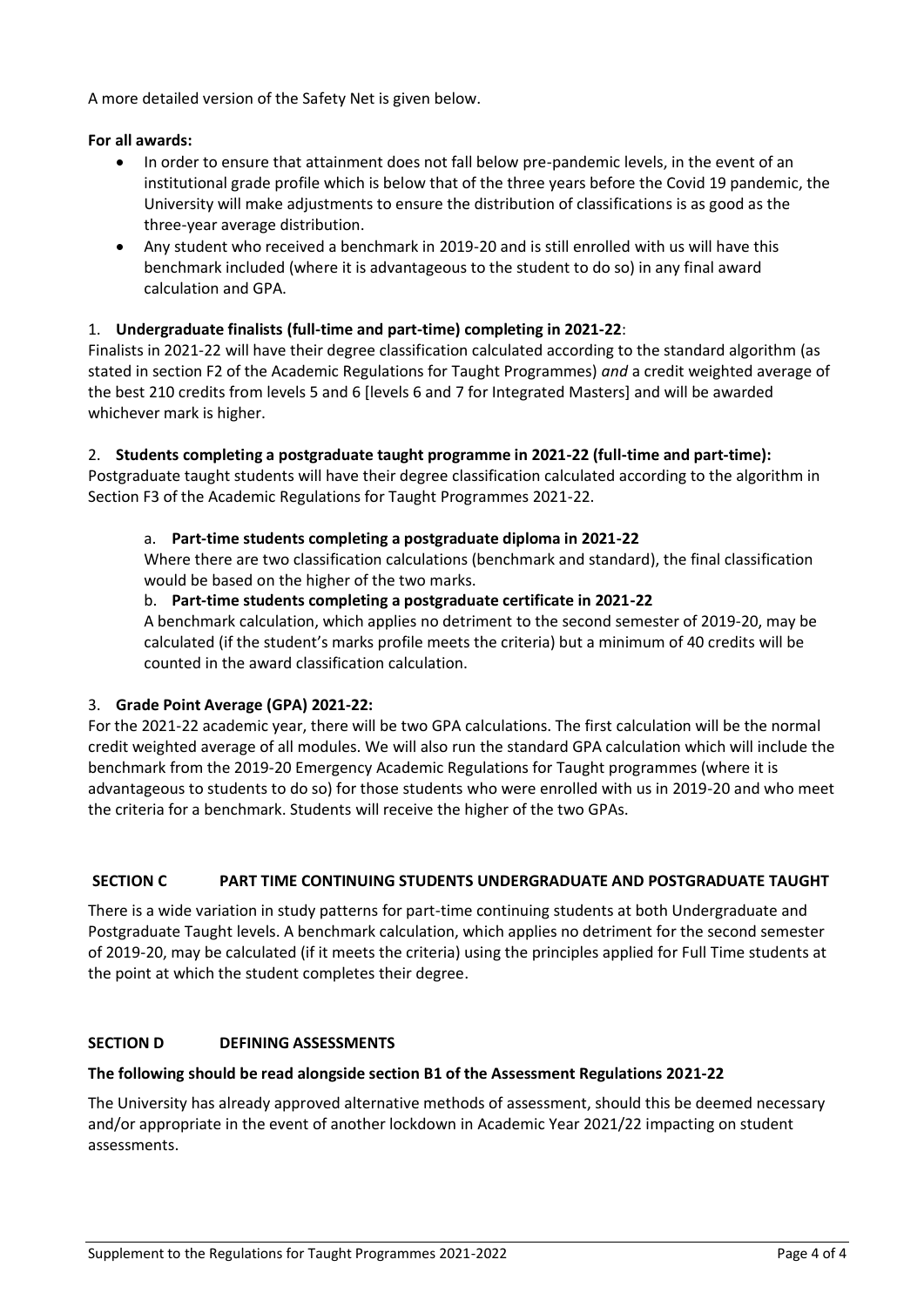A more detailed version of the Safety Net is given below.

**For all awards:**

- In order to ensure that attainment does not fall below pre-pandemic levels, in the event of an institutional grade profile which is below that of the three years before the Covid 19 pandemic, the University will make adjustments to ensure the distribution of classifications is as good as the three-year average distribution.
- Any student who received a benchmark in 2019-20 and is still enrolled with us will have this benchmark included (where it is advantageous to the student to do so) in any final award calculation and GPA.

1. **Undergraduate finalists (full-time and part-time) completing in 2021-22**:

Finalists in 2021-22 will have their degree classification calculated according to the standard algorithm (as stated in section F2 of the Academic Regulations for Taught Programmes) *and* a credit weighted average of the best 210 credits from levels 5 and 6 [levels 6 and 7 for Integrated Masters] and will be awarded whichever mark is higher.

2. **Students completing a postgraduate taught programme in 2021-22 (full-time and part-time):**

Postgraduate taught students will have their degree classification calculated according to the algorithm in Section F3 of the Academic Regulations for Taught Programmes 2021-22.

   a. **Part-time students completing a postgraduate diploma in 2021-22**

   Where there are two classification calculations (benchmark and standard), the final classification would be based on the higher of the two marks.

   b. **Part-time students completing a postgraduate certificate in 2021-22**

   A benchmark calculation, which applies no detriment to the second semester of 2019-20, may be calculated (if the student's marks profile meets the criteria) but a minimum of 40 credits will be counted in the award classification calculation.

3. **Grade Point Average (GPA) 2021-22:**

For the 2021-22 academic year, there will be two GPA calculations. The first calculation will be the normal credit weighted average of all modules. We will also run the standard GPA calculation which will include the benchmark from the 2019-20 Emergency Academic Regulations for Taught programmes (where it is advantageous to students to do so) for those students who were enrolled with us in 2019-20 and who meet the criteria for a benchmark. Students will receive the higher of the two GPAs.

## SECTION C PART TIME CONTINUING STUDENTS UNDERGRADUATE AND POSTGRADUATE TAUGHT

There is a wide variation in study patterns for part-time continuing students at both Undergraduate and Postgraduate Taught levels. A benchmark calculation, which applies no detriment for the second semester of 2019-20, may be calculated (if it meets the criteria) using the principles applied for Full Time students at the point at which the student completes their degree.

## SECTION D DEFINING ASSESSMENTS

**The following should be read alongside section B1 of the Assessment Regulations 2021-22**

The University has already approved alternative methods of assessment, should this be deemed necessary and/or appropriate in the event of another lockdown in Academic Year 2021/22 impacting on student assessments.